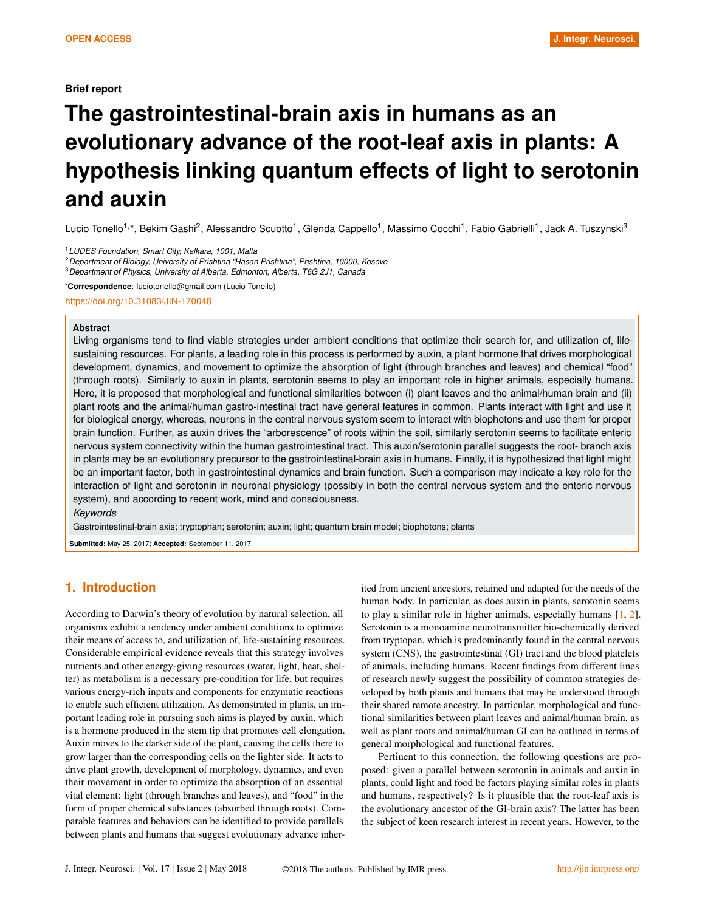**Brief report**

# The gastrointestinal-brain axis in humans as an evolutionary advance of the root-leaf axis in plants: A hypothesis linking quantum effects of light to serotonin and auxin

Lucio Tonello[1,*], Bekim Gashi[2], Alessandro Scuotto[1], Glenda Cappello[1], Massimo Cocchi[1], Fabio Gabrielli[1], Jack A. Tuszynski[3]

[1] *LUDES Foundation, Smart City, Kalkara, 1001, Malta*
[2] *Department of Biology, University of Prishtina "Hasan Prishtina", Prishtina, 10000, Kosovo*
[3] *Department of Physics, University of Alberta, Edmonton, Alberta, T6G 2J1, Canada*

***Correspondence**: luciotonello@gmail.com (Lucio Tonello)

https://doi.org/10.31083/JIN-170048

**Abstract**

Living organisms tend to find viable strategies under ambient conditions that optimize their search for, and utilization of, life-sustaining resources. For plants, a leading role in this process is performed by auxin, a plant hormone that drives morphological development, dynamics, and movement to optimize the absorption of light (through branches and leaves) and chemical "food" (through roots). Similarly to auxin in plants, serotonin seems to play an important role in higher animals, especially humans. Here, it is proposed that morphological and functional similarities between (i) plant leaves and the animal/human brain and (ii) plant roots and the animal/human gastro-intestinal tract have general features in common. Plants interact with light and use it for biological energy, whereas, neurons in the central nervous system seem to interact with biophotons and use them for proper brain function. Further, as auxin drives the "arborescence" of roots within the soil, similarly serotonin seems to facilitate enteric nervous system connectivity within the human gastrointestinal tract. This auxin/serotonin parallel suggests the root- branch axis in plants may be an evolutionary precursor to the gastrointestinal-brain axis in humans. Finally, it is hypothesized that light might be an important factor, both in gastrointestinal dynamics and brain function. Such a comparison may indicate a key role for the interaction of light and serotonin in neuronal physiology (possibly in both the central nervous system and the enteric nervous system), and according to recent work, mind and consciousness.

*Keywords*

Gastrointestinal-brain axis; tryptophan; serotonin; auxin; light; quantum brain model; biophotons; plants

**Submitted:** May 25, 2017; **Accepted:** September 11, 2017

## 1. Introduction

According to Darwin's theory of evolution by natural selection, all organisms exhibit a tendency under ambient conditions to optimize their means of access to, and utilization of, life-sustaining resources. Considerable empirical evidence reveals that this strategy involves nutrients and other energy-giving resources (water, light, heat, shelter) as metabolism is a necessary pre-condition for life, but requires various energy-rich inputs and components for enzymatic reactions to enable such efficient utilization. As demonstrated in plants, an important leading role in pursuing such aims is played by auxin, which is a hormone produced in the stem tip that promotes cell elongation. Auxin moves to the darker side of the plant, causing the cells there to grow larger than the corresponding cells on the lighter side. It acts to drive plant growth, development of morphology, dynamics, and even their movement in order to optimize the absorption of an essential vital element: light (through branches and leaves), and "food" in the form of proper chemical substances (absorbed through roots). Comparable features and behaviors can be identified to provide parallels between plants and humans that suggest evolutionary advance inherited from ancient ancestors, retained and adapted for the needs of the human body. In particular, as does auxin in plants, serotonin seems to play a similar role in higher animals, especially humans [1, 2]. Serotonin is a monoamine neurotransmitter bio-chemically derived from tryptopan, which is predominantly found in the central nervous system (CNS), the gastrointestinal (GI) tract and the blood platelets of animals, including humans. Recent findings from different lines of research newly suggest the possibility of common strategies developed by both plants and humans that may be understood through their shared remote ancestry. In particular, morphological and functional similarities between plant leaves and animal/human brain, as well as plant roots and animal/human GI can be outlined in terms of general morphological and functional features.

Pertinent to this connection, the following questions are proposed: given a parallel between serotonin in animals and auxin in plants, could light and food be factors playing similar roles in plants and humans, respectively? Is it plausible that the root-leaf axis is the evolutionary ancestor of the GI-brain axis? The latter has been the subject of keen research interest in recent years. However, to the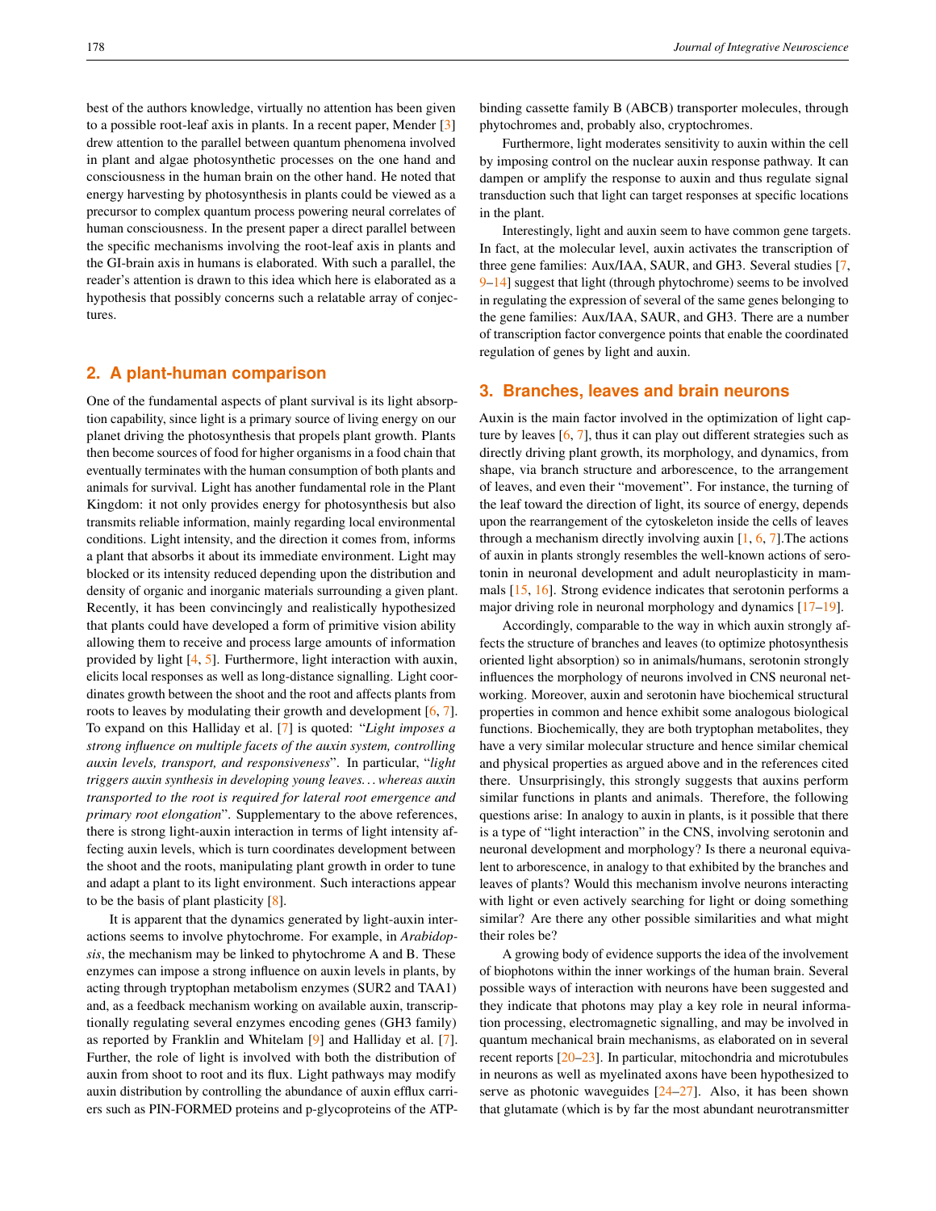best of the authors knowledge, virtually no attention has been given to a possible root-leaf axis in plants. In a recent paper, Mender [3] drew attention to the parallel between quantum phenomena involved in plant and algae photosynthetic processes on the one hand and consciousness in the human brain on the other hand. He noted that energy harvesting by photosynthesis in plants could be viewed as a precursor to complex quantum process powering neural correlates of human consciousness. In the present paper a direct parallel between the specific mechanisms involving the root-leaf axis in plants and the GI-brain axis in humans is elaborated. With such a parallel, the reader's attention is drawn to this idea which here is elaborated as a hypothesis that possibly concerns such a relatable array of conjectures.

## 2. A plant-human comparison

One of the fundamental aspects of plant survival is its light absorption capability, since light is a primary source of living energy on our planet driving the photosynthesis that propels plant growth. Plants then become sources of food for higher organisms in a food chain that eventually terminates with the human consumption of both plants and animals for survival. Light has another fundamental role in the Plant Kingdom: it not only provides energy for photosynthesis but also transmits reliable information, mainly regarding local environmental conditions. Light intensity, and the direction it comes from, informs a plant that absorbs it about its immediate environment. Light may blocked or its intensity reduced depending upon the distribution and density of organic and inorganic materials surrounding a given plant. Recently, it has been convincingly and realistically hypothesized that plants could have developed a form of primitive vision ability allowing them to receive and process large amounts of information provided by light [4, 5]. Furthermore, light interaction with auxin, elicits local responses as well as long-distance signalling. Light coordinates growth between the shoot and the root and affects plants from roots to leaves by modulating their growth and development [6, 7]. To expand on this Halliday et al. [7] is quoted: "*Light imposes a strong influence on multiple facets of the auxin system, controlling auxin levels, transport, and responsiveness*". In particular, "*light triggers auxin synthesis in developing young leaves... whereas auxin transported to the root is required for lateral root emergence and primary root elongation*". Supplementary to the above references, there is strong light-auxin interaction in terms of light intensity affecting auxin levels, which is turn coordinates development between the shoot and the roots, manipulating plant growth in order to tune and adapt a plant to its light environment. Such interactions appear to be the basis of plant plasticity [8].

It is apparent that the dynamics generated by light-auxin interactions seems to involve phytochrome. For example, in *Arabidopsis*, the mechanism may be linked to phytochrome A and B. These enzymes can impose a strong influence on auxin levels in plants, by acting through tryptophan metabolism enzymes (SUR2 and TAA1) and, as a feedback mechanism working on available auxin, transcriptionally regulating several enzymes encoding genes (GH3 family) as reported by Franklin and Whitelam [9] and Halliday et al. [7]. Further, the role of light is involved with both the distribution of auxin from shoot to root and its flux. Light pathways may modify auxin distribution by controlling the abundance of auxin efflux carriers such as PIN-FORMED proteins and p-glycoproteins of the ATP-binding cassette family B (ABCB) transporter molecules, through phytochromes and, probably also, cryptochromes.

Furthermore, light moderates sensitivity to auxin within the cell by imposing control on the nuclear auxin response pathway. It can dampen or amplify the response to auxin and thus regulate signal transduction such that light can target responses at specific locations in the plant.

Interestingly, light and auxin seem to have common gene targets. In fact, at the molecular level, auxin activates the transcription of three gene families: Aux/IAA, SAUR, and GH3. Several studies [7, 9–14] suggest that light (through phytochrome) seems to be involved in regulating the expression of several of the same genes belonging to the gene families: Aux/IAA, SAUR, and GH3. There are a number of transcription factor convergence points that enable the coordinated regulation of genes by light and auxin.

## 3. Branches, leaves and brain neurons

Auxin is the main factor involved in the optimization of light capture by leaves [6, 7], thus it can play out different strategies such as directly driving plant growth, its morphology, and dynamics, from shape, via branch structure and arborescence, to the arrangement of leaves, and even their "movement". For instance, the turning of the leaf toward the direction of light, its source of energy, depends upon the rearrangement of the cytoskeleton inside the cells of leaves through a mechanism directly involving auxin [1, 6, 7].The actions of auxin in plants strongly resembles the well-known actions of serotonin in neuronal development and adult neuroplasticity in mammals [15, 16]. Strong evidence indicates that serotonin performs a major driving role in neuronal morphology and dynamics [17–19].

Accordingly, comparable to the way in which auxin strongly affects the structure of branches and leaves (to optimize photosynthesis oriented light absorption) so in animals/humans, serotonin strongly influences the morphology of neurons involved in CNS neuronal networking. Moreover, auxin and serotonin have biochemical structural properties in common and hence exhibit some analogous biological functions. Biochemically, they are both tryptophan metabolites, they have a very similar molecular structure and hence similar chemical and physical properties as argued above and in the references cited there. Unsurprisingly, this strongly suggests that auxins perform similar functions in plants and animals. Therefore, the following questions arise: In analogy to auxin in plants, is it possible that there is a type of "light interaction" in the CNS, involving serotonin and neuronal development and morphology? Is there a neuronal equivalent to arborescence, in analogy to that exhibited by the branches and leaves of plants? Would this mechanism involve neurons interacting with light or even actively searching for light or doing something similar? Are there any other possible similarities and what might their roles be?

A growing body of evidence supports the idea of the involvement of biophotons within the inner workings of the human brain. Several possible ways of interaction with neurons have been suggested and they indicate that photons may play a key role in neural information processing, electromagnetic signalling, and may be involved in quantum mechanical brain mechanisms, as elaborated on in several recent reports [20–23]. In particular, mitochondria and microtubules in neurons as well as myelinated axons have been hypothesized to serve as photonic waveguides [24–27]. Also, it has been shown that glutamate (which is by far the most abundant neurotransmitter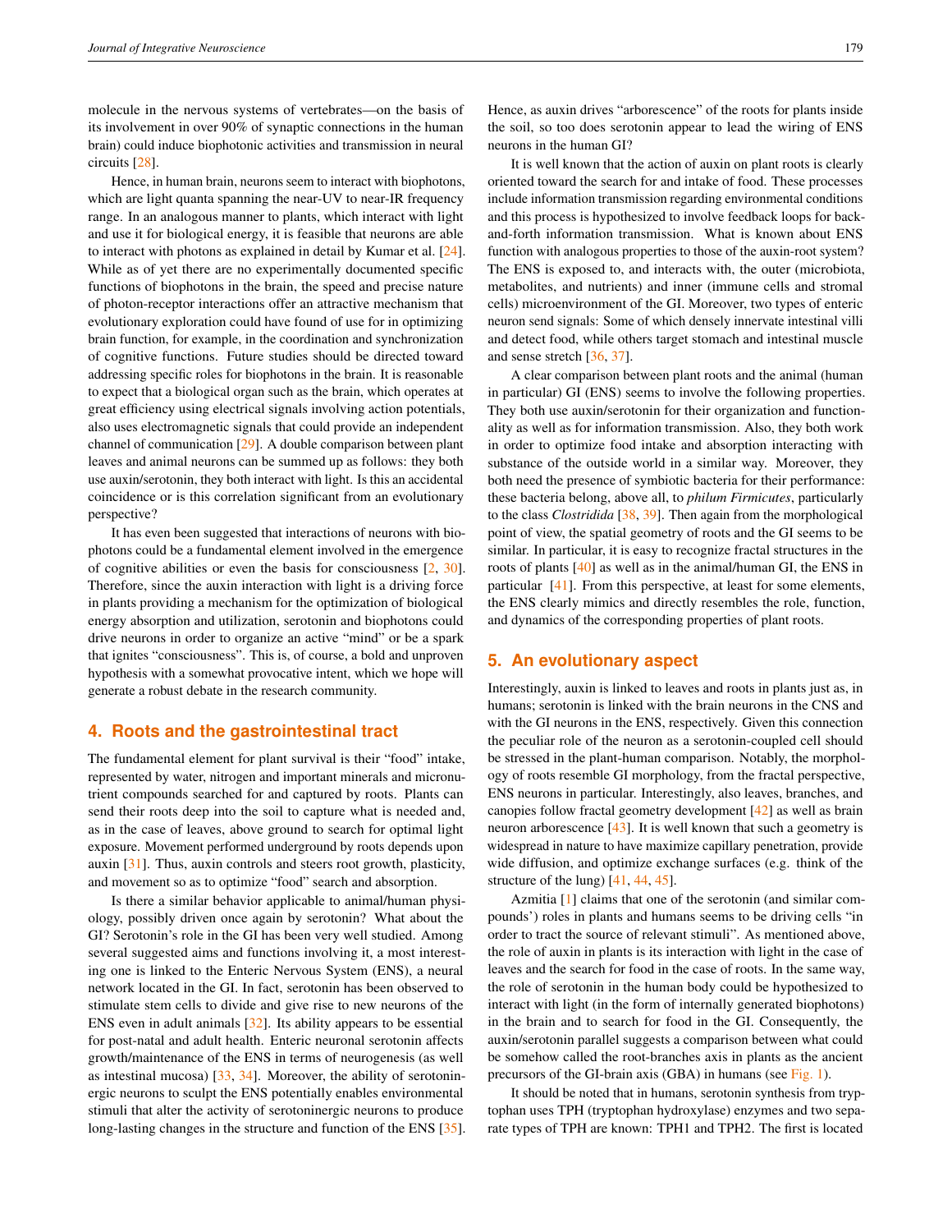molecule in the nervous systems of vertebrates—on the basis of its involvement in over 90% of synaptic connections in the human brain) could induce biophotonic activities and transmission in neural circuits [28].

Hence, in human brain, neurons seem to interact with biophotons, which are light quanta spanning the near-UV to near-IR frequency range. In an analogous manner to plants, which interact with light and use it for biological energy, it is feasible that neurons are able to interact with photons as explained in detail by Kumar et al. [24]. While as of yet there are no experimentally documented specific functions of biophotons in the brain, the speed and precise nature of photon-receptor interactions offer an attractive mechanism that evolutionary exploration could have found of use for in optimizing brain function, for example, in the coordination and synchronization of cognitive functions. Future studies should be directed toward addressing specific roles for biophotons in the brain. It is reasonable to expect that a biological organ such as the brain, which operates at great efficiency using electrical signals involving action potentials, also uses electromagnetic signals that could provide an independent channel of communication [29]. A double comparison between plant leaves and animal neurons can be summed up as follows: they both use auxin/serotonin, they both interact with light. Is this an accidental coincidence or is this correlation significant from an evolutionary perspective?

It has even been suggested that interactions of neurons with biophotons could be a fundamental element involved in the emergence of cognitive abilities or even the basis for consciousness [2, 30]. Therefore, since the auxin interaction with light is a driving force in plants providing a mechanism for the optimization of biological energy absorption and utilization, serotonin and biophotons could drive neurons in order to organize an active "mind" or be a spark that ignites "consciousness". This is, of course, a bold and unproven hypothesis with a somewhat provocative intent, which we hope will generate a robust debate in the research community.

## 4. Roots and the gastrointestinal tract

The fundamental element for plant survival is their "food" intake, represented by water, nitrogen and important minerals and micronutrient compounds searched for and captured by roots. Plants can send their roots deep into the soil to capture what is needed and, as in the case of leaves, above ground to search for optimal light exposure. Movement performed underground by roots depends upon auxin [31]. Thus, auxin controls and steers root growth, plasticity, and movement so as to optimize "food" search and absorption.

Is there a similar behavior applicable to animal/human physiology, possibly driven once again by serotonin? What about the GI? Serotonin's role in the GI has been very well studied. Among several suggested aims and functions involving it, a most interesting one is linked to the Enteric Nervous System (ENS), a neural network located in the GI. In fact, serotonin has been observed to stimulate stem cells to divide and give rise to new neurons of the ENS even in adult animals [32]. Its ability appears to be essential for post-natal and adult health. Enteric neuronal serotonin affects growth/maintenance of the ENS in terms of neurogenesis (as well as intestinal mucosa) [33, 34]. Moreover, the ability of serotoninergic neurons to sculpt the ENS potentially enables environmental stimuli that alter the activity of serotoninergic neurons to produce long-lasting changes in the structure and function of the ENS [35]. Hence, as auxin drives "arborescence" of the roots for plants inside the soil, so too does serotonin appear to lead the wiring of ENS neurons in the human GI?

It is well known that the action of auxin on plant roots is clearly oriented toward the search for and intake of food. These processes include information transmission regarding environmental conditions and this process is hypothesized to involve feedback loops for back-and-forth information transmission. What is known about ENS function with analogous properties to those of the auxin-root system? The ENS is exposed to, and interacts with, the outer (microbiota, metabolites, and nutrients) and inner (immune cells and stromal cells) microenvironment of the GI. Moreover, two types of enteric neuron send signals: Some of which densely innervate intestinal villi and detect food, while others target stomach and intestinal muscle and sense stretch [36, 37].

A clear comparison between plant roots and the animal (human in particular) GI (ENS) seems to involve the following properties. They both use auxin/serotonin for their organization and functionality as well as for information transmission. Also, they both work in order to optimize food intake and absorption interacting with substance of the outside world in a similar way. Moreover, they both need the presence of symbiotic bacteria for their performance: these bacteria belong, above all, to *philum Firmicutes*, particularly to the class *Clostridida* [38, 39]. Then again from the morphological point of view, the spatial geometry of roots and the GI seems to be similar. In particular, it is easy to recognize fractal structures in the roots of plants [40] as well as in the animal/human GI, the ENS in particular [41]. From this perspective, at least for some elements, the ENS clearly mimics and directly resembles the role, function, and dynamics of the corresponding properties of plant roots.

## 5. An evolutionary aspect

Interestingly, auxin is linked to leaves and roots in plants just as, in humans; serotonin is linked with the brain neurons in the CNS and with the GI neurons in the ENS, respectively. Given this connection the peculiar role of the neuron as a serotonin-coupled cell should be stressed in the plant-human comparison. Notably, the morphology of roots resemble GI morphology, from the fractal perspective, ENS neurons in particular. Interestingly, also leaves, branches, and canopies follow fractal geometry development [42] as well as brain neuron arborescence [43]. It is well known that such a geometry is widespread in nature to have maximize capillary penetration, provide wide diffusion, and optimize exchange surfaces (e.g. think of the structure of the lung) [41, 44, 45].

Azmitia [1] claims that one of the serotonin (and similar compounds') roles in plants and humans seems to be driving cells "in order to tract the source of relevant stimuli". As mentioned above, the role of auxin in plants is its interaction with light in the case of leaves and the search for food in the case of roots. In the same way, the role of serotonin in the human body could be hypothesized to interact with light (in the form of internally generated biophotons) in the brain and to search for food in the GI. Consequently, the auxin/serotonin parallel suggests a comparison between what could be somehow called the root-branches axis in plants as the ancient precursors of the GI-brain axis (GBA) in humans (see Fig. 1).

It should be noted that in humans, serotonin synthesis from tryptophan uses TPH (tryptophan hydroxylase) enzymes and two separate types of TPH are known: TPH1 and TPH2. The first is located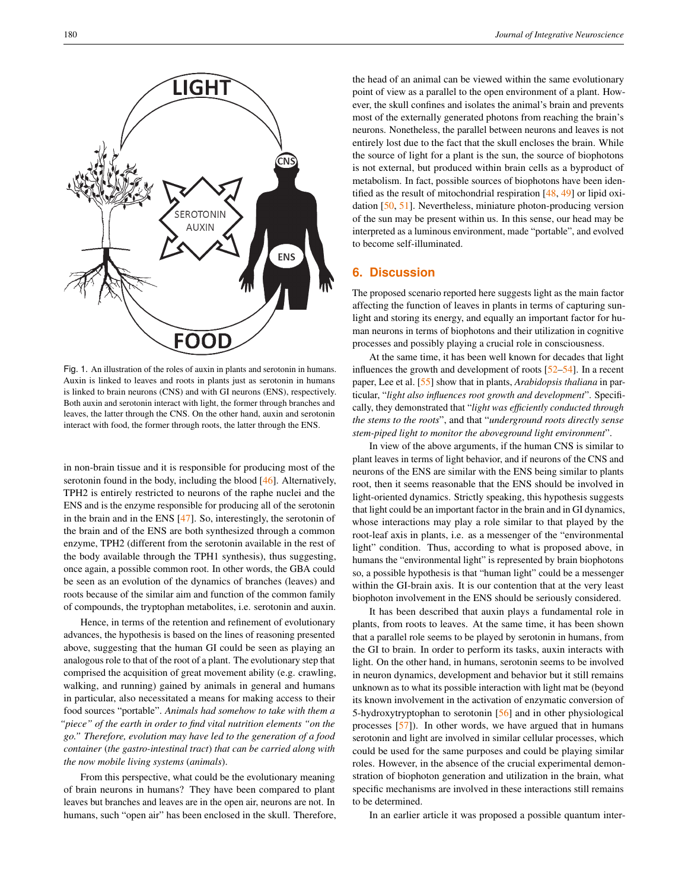Fig. 1. An illustration of the roles of auxin in plants and serotonin in humans. Auxin is linked to leaves and roots in plants just as serotonin in humans is linked to brain neurons (CNS) and with GI neurons (ENS), respectively. Both auxin and serotonin interact with light, the former through branches and leaves, the latter through the CNS. On the other hand, auxin and serotonin interact with food, the former through roots, the latter through the ENS.

in non-brain tissue and it is responsible for producing most of the serotonin found in the body, including the blood [46]. Alternatively, TPH2 is entirely restricted to neurons of the raphe nuclei and the ENS and is the enzyme responsible for producing all of the serotonin in the brain and in the ENS [47]. So, interestingly, the serotonin of the brain and of the ENS are both synthesized through a common enzyme, TPH2 (different from the serotonin available in the rest of the body available through the TPH1 synthesis), thus suggesting, once again, a possible common root. In other words, the GBA could be seen as an evolution of the dynamics of branches (leaves) and roots because of the similar aim and function of the common family of compounds, the tryptophan metabolites, i.e. serotonin and auxin.

Hence, in terms of the retention and refinement of evolutionary advances, the hypothesis is based on the lines of reasoning presented above, suggesting that the human GI could be seen as playing an analogous role to that of the root of a plant. The evolutionary step that comprised the acquisition of great movement ability (e.g. crawling, walking, and running) gained by animals in general and humans in particular, also necessitated a means for making access to their food sources "portable". *Animals had somehow to take with them a "piece" of the earth in order to find vital nutrition elements "on the go." Therefore, evolution may have led to the generation of a food container* (*the gastro-intestinal tract*) *that can be carried along with the now mobile living systems* (*animals*).

From this perspective, what could be the evolutionary meaning of brain neurons in humans? They have been compared to plant leaves but branches and leaves are in the open air, neurons are not. In humans, such "open air" has been enclosed in the skull. Therefore, the head of an animal can be viewed within the same evolutionary point of view as a parallel to the open environment of a plant. However, the skull confines and isolates the animal's brain and prevents most of the externally generated photons from reaching the brain's neurons. Nonetheless, the parallel between neurons and leaves is not entirely lost due to the fact that the skull encloses the brain. While the source of light for a plant is the sun, the source of biophotons is not external, but produced within brain cells as a byproduct of metabolism. In fact, possible sources of biophotons have been identified as the result of mitochondrial respiration [48, 49] or lipid oxidation [50, 51]. Nevertheless, miniature photon-producing version of the sun may be present within us. In this sense, our head may be interpreted as a luminous environment, made "portable", and evolved to become self-illuminated.

## 6. Discussion

The proposed scenario reported here suggests light as the main factor affecting the function of leaves in plants in terms of capturing sunlight and storing its energy, and equally an important factor for human neurons in terms of biophotons and their utilization in cognitive processes and possibly playing a crucial role in consciousness.

At the same time, it has been well known for decades that light influences the growth and development of roots [52–54]. In a recent paper, Lee et al. [55] show that in plants, *Arabidopsis thaliana* in particular, "*light also influences root growth and development*". Specifically, they demonstrated that "*light was efficiently conducted through the stems to the roots*", and that "*underground roots directly sense stem-piped light to monitor the aboveground light environment*".

In view of the above arguments, if the human CNS is similar to plant leaves in terms of light behavior, and if neurons of the CNS and neurons of the ENS are similar with the ENS being similar to plants root, then it seems reasonable that the ENS should be involved in light-oriented dynamics. Strictly speaking, this hypothesis suggests that light could be an important factor in the brain and in GI dynamics, whose interactions may play a role similar to that played by the root-leaf axis in plants, i.e. as a messenger of the "environmental light" condition. Thus, according to what is proposed above, in humans the "environmental light" is represented by brain biophotons so, a possible hypothesis is that "human light" could be a messenger within the GI-brain axis. It is our contention that at the very least biophoton involvement in the ENS should be seriously considered.

It has been described that auxin plays a fundamental role in plants, from roots to leaves. At the same time, it has been shown that a parallel role seems to be played by serotonin in humans, from the GI to brain. In order to perform its tasks, auxin interacts with light. On the other hand, in humans, serotonin seems to be involved in neuron dynamics, development and behavior but it still remains unknown as to what its possible interaction with light mat be (beyond its known involvement in the activation of enzymatic conversion of 5-hydroxytryptophan to serotonin [56] and in other physiological processes [57]). In other words, we have argued that in humans serotonin and light are involved in similar cellular processes, which could be used for the same purposes and could be playing similar roles. However, in the absence of the crucial experimental demonstration of biophoton generation and utilization in the brain, what specific mechanisms are involved in these interactions still remains to be determined.

In an earlier article it was proposed a possible quantum inter-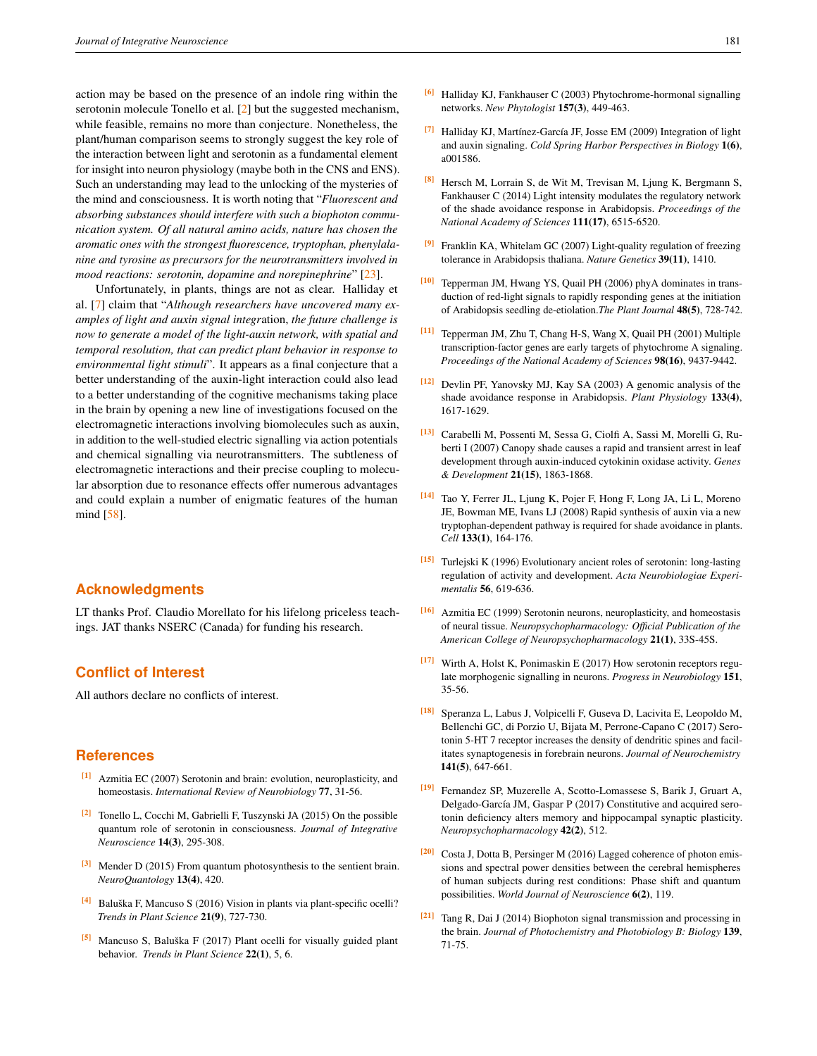action may be based on the presence of an indole ring within the serotonin molecule Tonello et al. [2] but the suggested mechanism, while feasible, remains no more than conjecture. Nonetheless, the plant/human comparison seems to strongly suggest the key role of the interaction between light and serotonin as a fundamental element for insight into neuron physiology (maybe both in the CNS and ENS). Such an understanding may lead to the unlocking of the mysteries of the mind and consciousness. It is worth noting that "*Fluorescent and absorbing substances should interfere with such a biophoton communication system. Of all natural amino acids, nature has chosen the aromatic ones with the strongest fluorescence, tryptophan, phenylalanine and tyrosine as precursors for the neurotransmitters involved in mood reactions: serotonin, dopamine and norepinephrine*" [23].

Unfortunately, in plants, things are not as clear. Halliday et al. [7] claim that "*Although researchers have uncovered many examples of light and auxin signal integr*ation, *the future challenge is now to generate a model of the light-auxin network, with spatial and temporal resolution, that can predict plant behavior in response to environmental light stimuli*". It appears as a final conjecture that a better understanding of the auxin-light interaction could also lead to a better understanding of the cognitive mechanisms taking place in the brain by opening a new line of investigations focused on the electromagnetic interactions involving biomolecules such as auxin, in addition to the well-studied electric signalling via action potentials and chemical signalling via neurotransmitters. The subtleness of electromagnetic interactions and their precise coupling to molecular absorption due to resonance effects offer numerous advantages and could explain a number of enigmatic features of the human mind [58].

## Acknowledgments

LT thanks Prof. Claudio Morellato for his lifelong priceless teachings. JAT thanks NSERC (Canada) for funding his research.

## Conflict of Interest

All authors declare no conflicts of interest.

## References

[1] Azmitia EC (2007) Serotonin and brain: evolution, neuroplasticity, and homeostasis. *International Review of Neurobiology* **77**, 31-56.

[2] Tonello L, Cocchi M, Gabrielli F, Tuszynski JA (2015) On the possible quantum role of serotonin in consciousness. *Journal of Integrative Neuroscience* **14(3)**, 295-308.

[3] Mender D (2015) From quantum photosynthesis to the sentient brain. *NeuroQuantology* **13(4)**, 420.

[4] Baluška F, Mancuso S (2016) Vision in plants via plant-specific ocelli? *Trends in Plant Science* **21(9)**, 727-730.

[5] Mancuso S, Baluška F (2017) Plant ocelli for visually guided plant behavior. *Trends in Plant Science* **22(1)**, 5, 6.

[6] Halliday KJ, Fankhauser C (2003) Phytochrome-hormonal signalling networks. *New Phytologist* **157(3)**, 449-463.

[7] Halliday KJ, Martínez-García JF, Josse EM (2009) Integration of light and auxin signaling. *Cold Spring Harbor Perspectives in Biology* **1(6)**, a001586.

[8] Hersch M, Lorrain S, de Wit M, Trevisan M, Ljung K, Bergmann S, Fankhauser C (2014) Light intensity modulates the regulatory network of the shade avoidance response in Arabidopsis. *Proceedings of the National Academy of Sciences* **111(17)**, 6515-6520.

[9] Franklin KA, Whitelam GC (2007) Light-quality regulation of freezing tolerance in Arabidopsis thaliana. *Nature Genetics* **39(11)**, 1410.

[10] Tepperman JM, Hwang YS, Quail PH (2006) phyA dominates in transduction of red-light signals to rapidly responding genes at the initiation of Arabidopsis seedling de-etiolation.*The Plant Journal* **48(5)**, 728-742.

[11] Tepperman JM, Zhu T, Chang H-S, Wang X, Quail PH (2001) Multiple transcription-factor genes are early targets of phytochrome A signaling. *Proceedings of the National Academy of Sciences* **98(16)**, 9437-9442.

[12] Devlin PF, Yanovsky MJ, Kay SA (2003) A genomic analysis of the shade avoidance response in Arabidopsis. *Plant Physiology* **133(4)**, 1617-1629.

[13] Carabelli M, Possenti M, Sessa G, Ciolfi A, Sassi M, Morelli G, Ruberti I (2007) Canopy shade causes a rapid and transient arrest in leaf development through auxin-induced cytokinin oxidase activity. *Genes & Development* **21(15)**, 1863-1868.

[14] Tao Y, Ferrer JL, Ljung K, Pojer F, Hong F, Long JA, Li L, Moreno JE, Bowman ME, Ivans LJ (2008) Rapid synthesis of auxin via a new tryptophan-dependent pathway is required for shade avoidance in plants. *Cell* **133(1)**, 164-176.

[15] Turlejski K (1996) Evolutionary ancient roles of serotonin: long-lasting regulation of activity and development. *Acta Neurobiologiae Experimentalis* **56**, 619-636.

[16] Azmitia EC (1999) Serotonin neurons, neuroplasticity, and homeostasis of neural tissue. *Neuropsychopharmacology: Official Publication of the American College of Neuropsychopharmacology* **21(1)**, 33S-45S.

[17] Wirth A, Holst K, Ponimaskin E (2017) How serotonin receptors regulate morphogenic signalling in neurons. *Progress in Neurobiology* **151**, 35-56.

[18] Speranza L, Labus J, Volpicelli F, Guseva D, Lacivita E, Leopoldo M, Bellenchi GC, di Porzio U, Bijata M, Perrone-Capano C (2017) Serotonin 5-HT 7 receptor increases the density of dendritic spines and facilitates synaptogenesis in forebrain neurons. *Journal of Neurochemistry* **141(5)**, 647-661.

[19] Fernandez SP, Muzerelle A, Scotto-Lomassese S, Barik J, Gruart A, Delgado-García JM, Gaspar P (2017) Constitutive and acquired serotonin deficiency alters memory and hippocampal synaptic plasticity. *Neuropsychopharmacology* **42(2)**, 512.

[20] Costa J, Dotta B, Persinger M (2016) Lagged coherence of photon emissions and spectral power densities between the cerebral hemispheres of human subjects during rest conditions: Phase shift and quantum possibilities. *World Journal of Neuroscience* **6(2)**, 119.

[21] Tang R, Dai J (2014) Biophoton signal transmission and processing in the brain. *Journal of Photochemistry and Photobiology B: Biology* **139**, 71-75.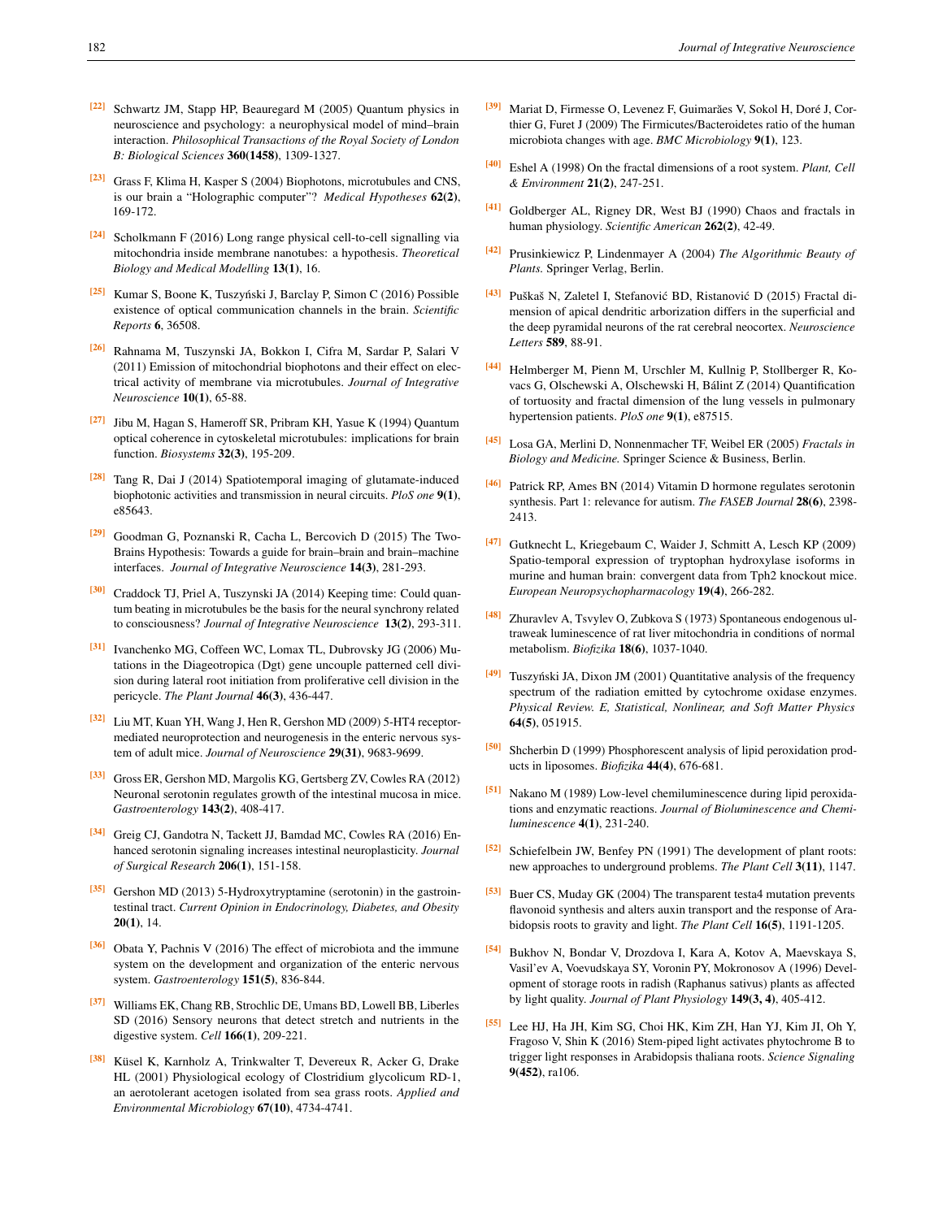[22] Schwartz JM, Stapp HP, Beauregard M (2005) Quantum physics in neuroscience and psychology: a neurophysical model of mind–brain interaction. *Philosophical Transactions of the Royal Society of London B: Biological Sciences* **360(1458)**, 1309-1327.

[23] Grass F, Klima H, Kasper S (2004) Biophotons, microtubules and CNS, is our brain a "Holographic computer"? *Medical Hypotheses* **62(2)**, 169-172.

[24] Scholkmann F (2016) Long range physical cell-to-cell signalling via mitochondria inside membrane nanotubes: a hypothesis. *Theoretical Biology and Medical Modelling* **13(1)**, 16.

[25] Kumar S, Boone K, Tuszyński J, Barclay P, Simon C (2016) Possible existence of optical communication channels in the brain. *Scientific Reports* **6**, 36508.

[26] Rahnama M, Tuszynski JA, Bokkon I, Cifra M, Sardar P, Salari V (2011) Emission of mitochondrial biophotons and their effect on electrical activity of membrane via microtubules. *Journal of Integrative Neuroscience* **10(1)**, 65-88.

[27] Jibu M, Hagan S, Hameroff SR, Pribram KH, Yasue K (1994) Quantum optical coherence in cytoskeletal microtubules: implications for brain function. *Biosystems* **32(3)**, 195-209.

[28] Tang R, Dai J (2014) Spatiotemporal imaging of glutamate-induced biophotonic activities and transmission in neural circuits. *PloS one* **9(1)**, e85643.

[29] Goodman G, Poznanski R, Cacha L, Bercovich D (2015) The Two-Brains Hypothesis: Towards a guide for brain–brain and brain–machine interfaces. *Journal of Integrative Neuroscience* **14(3)**, 281-293.

[30] Craddock TJ, Priel A, Tuszynski JA (2014) Keeping time: Could quantum beating in microtubules be the basis for the neural synchrony related to consciousness? *Journal of Integrative Neuroscience* **13(2)**, 293-311.

[31] Ivanchenko MG, Coffeen WC, Lomax TL, Dubrovsky JG (2006) Mutations in the Diageotropica (Dgt) gene uncouple patterned cell division during lateral root initiation from proliferative cell division in the pericycle. *The Plant Journal* **46(3)**, 436-447.

[32] Liu MT, Kuan YH, Wang J, Hen R, Gershon MD (2009) 5-HT4 receptor-mediated neuroprotection and neurogenesis in the enteric nervous system of adult mice. *Journal of Neuroscience* **29(31)**, 9683-9699.

[33] Gross ER, Gershon MD, Margolis KG, Gertsberg ZV, Cowles RA (2012) Neuronal serotonin regulates growth of the intestinal mucosa in mice. *Gastroenterology* **143(2)**, 408-417.

[34] Greig CJ, Gandotra N, Tackett JJ, Bamdad MC, Cowles RA (2016) Enhanced serotonin signaling increases intestinal neuroplasticity. *Journal of Surgical Research* **206(1)**, 151-158.

[35] Gershon MD (2013) 5-Hydroxytryptamine (serotonin) in the gastrointestinal tract. *Current Opinion in Endocrinology, Diabetes, and Obesity* **20(1)**, 14.

[36] Obata Y, Pachnis V (2016) The effect of microbiota and the immune system on the development and organization of the enteric nervous system. *Gastroenterology* **151(5)**, 836-844.

[37] Williams EK, Chang RB, Strochlic DE, Umans BD, Lowell BB, Liberles SD (2016) Sensory neurons that detect stretch and nutrients in the digestive system. *Cell* **166(1)**, 209-221.

[38] Küsel K, Karnholz A, Trinkwalter T, Devereux R, Acker G, Drake HL (2001) Physiological ecology of Clostridium glycolicum RD-1, an aerotolerant acetogen isolated from sea grass roots. *Applied and Environmental Microbiology* **67(10)**, 4734-4741.

[39] Mariat D, Firmesse O, Levenez F, Guimarães V, Sokol H, Doré J, Corthier G, Furet J (2009) The Firmicutes/Bacteroidetes ratio of the human microbiota changes with age. *BMC Microbiology* **9(1)**, 123.

[40] Eshel A (1998) On the fractal dimensions of a root system. *Plant, Cell & Environment* **21(2)**, 247-251.

[41] Goldberger AL, Rigney DR, West BJ (1990) Chaos and fractals in human physiology. *Scientific American* **262(2)**, 42-49.

[42] Prusinkiewicz P, Lindenmayer A (2004) *The Algorithmic Beauty of Plants.* Springer Verlag, Berlin.

[43] Puškaš N, Zaletel I, Stefanović BD, Ristanović D (2015) Fractal dimension of apical dendritic arborization differs in the superficial and the deep pyramidal neurons of the rat cerebral neocortex. *Neuroscience Letters* **589**, 88-91.

[44] Helmberger M, Pienn M, Urschler M, Kullnig P, Stollberger R, Kovacs G, Olschewski A, Olschewski H, Bálint Z (2014) Quantification of tortuosity and fractal dimension of the lung vessels in pulmonary hypertension patients. *PloS one* **9(1)**, e87515.

[45] Losa GA, Merlini D, Nonnenmacher TF, Weibel ER (2005) *Fractals in Biology and Medicine.* Springer Science & Business, Berlin.

[46] Patrick RP, Ames BN (2014) Vitamin D hormone regulates serotonin synthesis. Part 1: relevance for autism. *The FASEB Journal* **28(6)**, 2398-2413.

[47] Gutknecht L, Kriegebaum C, Waider J, Schmitt A, Lesch KP (2009) Spatio-temporal expression of tryptophan hydroxylase isoforms in murine and human brain: convergent data from Tph2 knockout mice. *European Neuropsychopharmacology* **19(4)**, 266-282.

[48] Zhuravlev A, Tsvylev O, Zubkova S (1973) Spontaneous endogenous ultraweak luminescence of rat liver mitochondria in conditions of normal metabolism. *Biofizika* **18(6)**, 1037-1040.

[49] Tuszyński JA, Dixon JM (2001) Quantitative analysis of the frequency spectrum of the radiation emitted by cytochrome oxidase enzymes. *Physical Review. E, Statistical, Nonlinear, and Soft Matter Physics* **64(5)**, 051915.

[50] Shcherbin D (1999) Phosphorescent analysis of lipid peroxidation products in liposomes. *Biofizika* **44(4)**, 676-681.

[51] Nakano M (1989) Low-level chemiluminescence during lipid peroxidations and enzymatic reactions. *Journal of Bioluminescence and Chemiluminescence* **4(1)**, 231-240.

[52] Schiefelbein JW, Benfey PN (1991) The development of plant roots: new approaches to underground problems. *The Plant Cell* **3(11)**, 1147.

[53] Buer CS, Muday GK (2004) The transparent testa4 mutation prevents flavonoid synthesis and alters auxin transport and the response of Arabidopsis roots to gravity and light. *The Plant Cell* **16(5)**, 1191-1205.

[54] Bukhov N, Bondar V, Drozdova I, Kara A, Kotov A, Maevskaya S, Vasil'ev A, Voevudskaya SY, Voronin PY, Mokronosov A (1996) Development of storage roots in radish (Raphanus sativus) plants as affected by light quality. *Journal of Plant Physiology* **149(3, 4)**, 405-412.

[55] Lee HJ, Ha JH, Kim SG, Choi HK, Kim ZH, Han YJ, Kim JI, Oh Y, Fragoso V, Shin K (2016) Stem-piped light activates phytochrome B to trigger light responses in Arabidopsis thaliana roots. *Science Signaling* **9(452)**, ra106.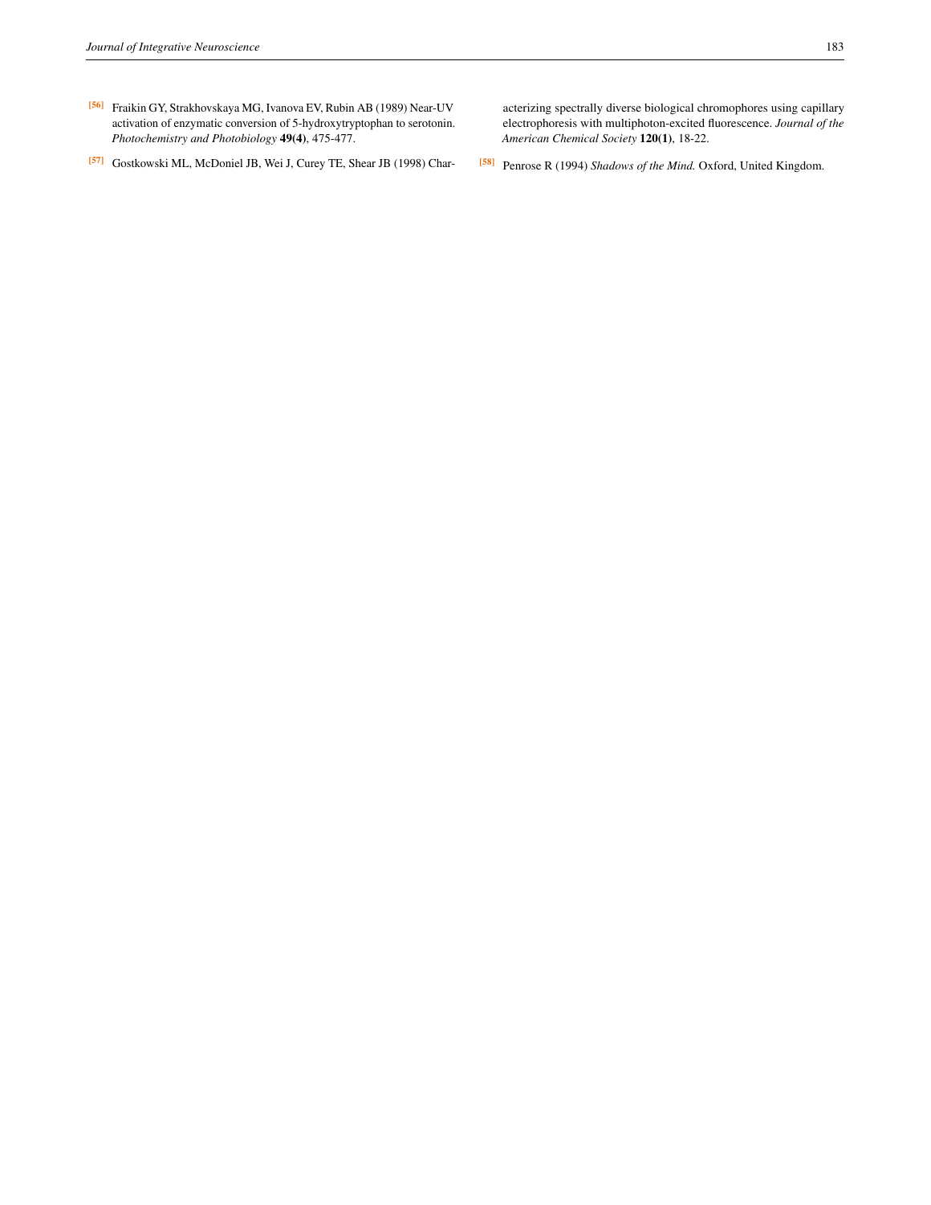[56] Fraikin GY, Strakhovskaya MG, Ivanova EV, Rubin AB (1989) Near-UV activation of enzymatic conversion of 5-hydroxytryptophan to serotonin. *Photochemistry and Photobiology* **49(4)**, 475-477.

[57] Gostkowski ML, McDoniel JB, Wei J, Curey TE, Shear JB (1998) Characterizing spectrally diverse biological chromophores using capillary electrophoresis with multiphoton-excited fluorescence. *Journal of the American Chemical Society* **120(1)**, 18-22.

[58] Penrose R (1994) *Shadows of the Mind.* Oxford, United Kingdom.